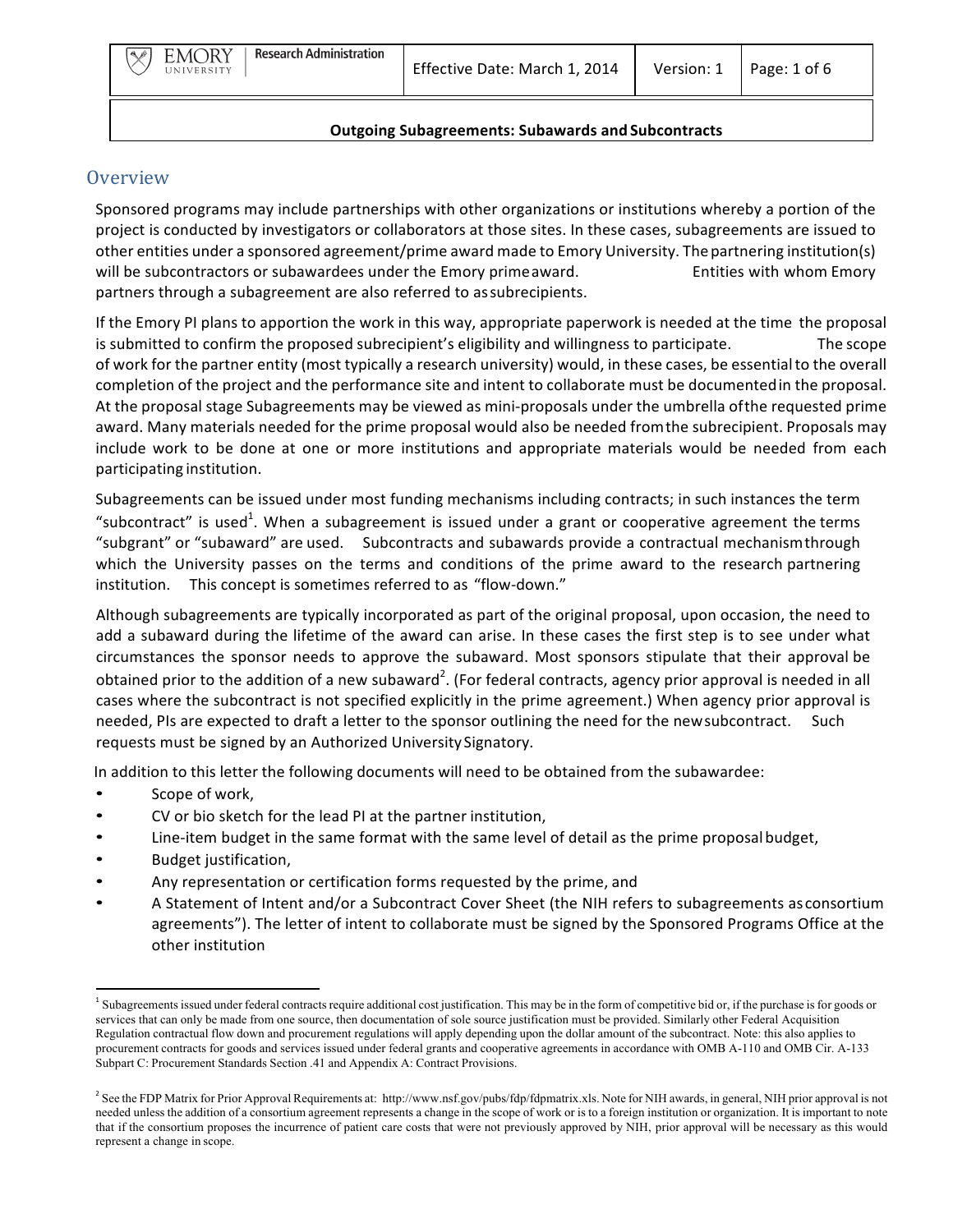# Outgoing Subagreements: Subawards and Subcontracts

## Overview

Sponsored programs may include partnerships with other organizations or institutions whereby a portion of the project is conducted by investigators or collaborators at those sites. In these cases, subagreements are issued to other entities under a sponsored agreement/prime award made to Emory University. The partnering institution(s) will be subcontractors or subawardees under the Emory prime award. Entities with whom Emory partners through a subagreement are also referred to as subrecipients.

If the Emory PI plans to apportion the work in this way, appropriate paperwork is needed at the time the proposal is submitted to confirm the proposed subrecipient's eligibility and willingness to participate. The scope of work for the partner entity (most typically a research university) would, in these cases, be essential to the overall completion of the project and the performance site and intent to collaborate must be documented in the proposal. At the proposal stage Subagreements may be viewed as mini-proposals under the umbrella of the requested prime award. Many materials needed for the prime proposal would also be needed from the subrecipient. Proposals may include work to be done at one or more institutions and appropriate materials would be needed from each participating institution.

Subagreements can be issued under most funding mechanisms including contracts; in such instances the term "subcontract" is used[1]. When a subagreement is issued under a grant or cooperative agreement the terms "subgrant" or "subaward" are used. Subcontracts and subawards provide a contractual mechanism through which the University passes on the terms and conditions of the prime award to the research partnering institution. This concept is sometimes referred to as "flow-down."

Although subagreements are typically incorporated as part of the original proposal, upon occasion, the need to add a subaward during the lifetime of the award can arise. In these cases the first step is to see under what circumstances the sponsor needs to approve the subaward. Most sponsors stipulate that their approval be obtained prior to the addition of a new subaward[2]. (For federal contracts, agency prior approval is needed in all cases where the subcontract is not specified explicitly in the prime agreement.) When agency prior approval is needed, PIs are expected to draft a letter to the sponsor outlining the need for the new subcontract. Such requests must be signed by an Authorized University Signatory.

In addition to this letter the following documents will need to be obtained from the subawardee:

- Scope of work,
- CV or bio sketch for the lead PI at the partner institution,
- Line-item budget in the same format with the same level of detail as the prime proposal budget,
- Budget justification,
- Any representation or certification forms requested by the prime, and
- A Statement of Intent and/or a Subcontract Cover Sheet (the NIH refers to subagreements as consortium agreements"). The letter of intent to collaborate must be signed by the Sponsored Programs Office at the other institution

---

[1] Subagreements issued under federal contracts require additional cost justification. This may be in the form of competitive bid or, if the purchase is for goods or services that can only be made from one source, then documentation of sole source justification must be provided. Similarly other Federal Acquisition Regulation contractual flow down and procurement regulations will apply depending upon the dollar amount of the subcontract. Note: this also applies to procurement contracts for goods and services issued under federal grants and cooperative agreements in accordance with OMB A-110 and OMB Cir. A-133 Subpart C: Procurement Standards Section .41 and Appendix A: Contract Provisions.

[2] See the FDP Matrix for Prior Approval Requirements at: http://www.nsf.gov/pubs/fdp/fdpmatrix.xls. Note for NIH awards, in general, NIH prior approval is not needed unless the addition of a consortium agreement represents a change in the scope of work or is to a foreign institution or organization. It is important to note that if the consortium proposes the incurrence of patient care costs that were not previously approved by NIH, prior approval will be necessary as this would represent a change in scope.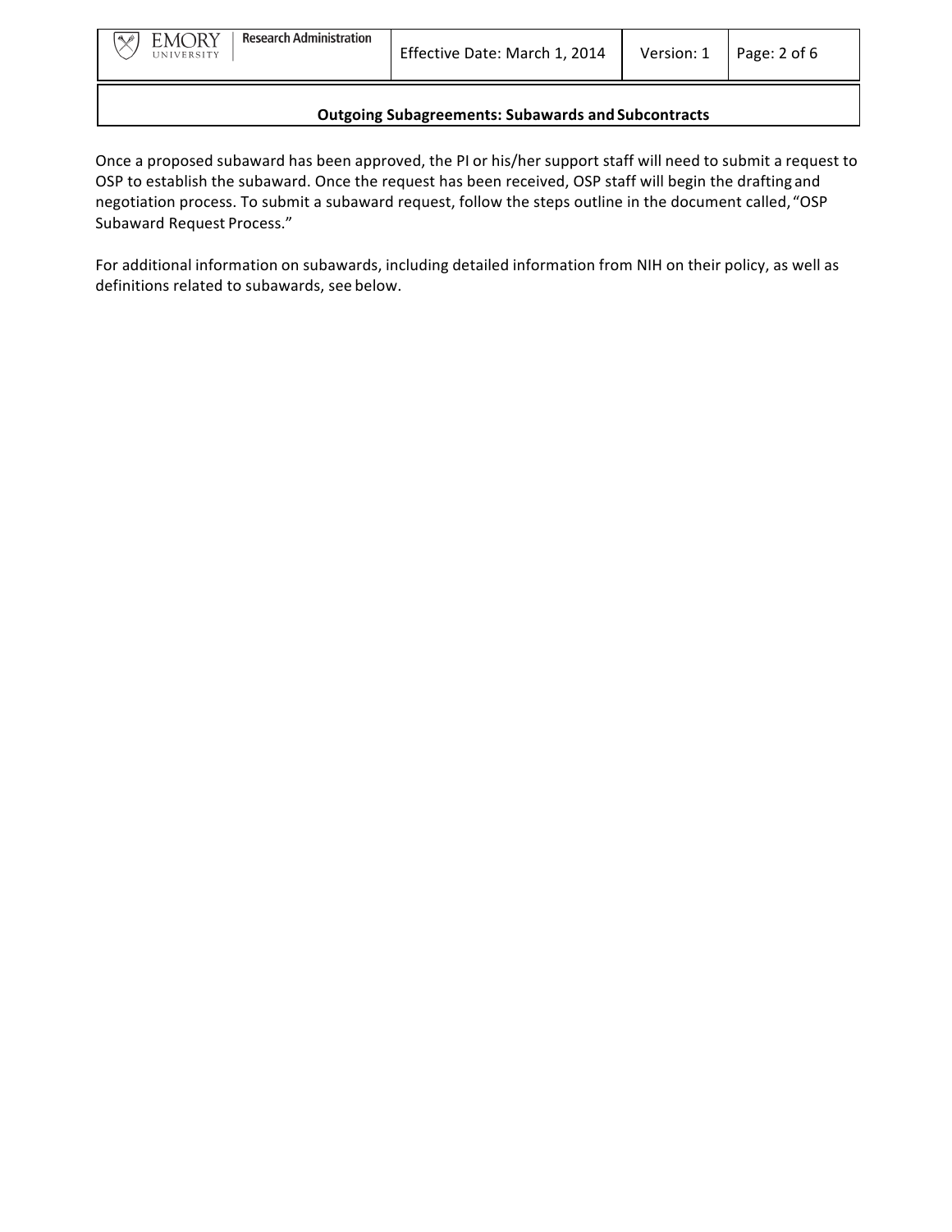Once a proposed subaward has been approved, the PI or his/her support staff will need to submit a request to OSP to establish the subaward. Once the request has been received, OSP staff will begin the drafting and negotiation process. To submit a subaward request, follow the steps outline in the document called, "OSP Subaward Request Process."

For additional information on subawards, including detailed information from NIH on their policy, as well as definitions related to subawards, see below.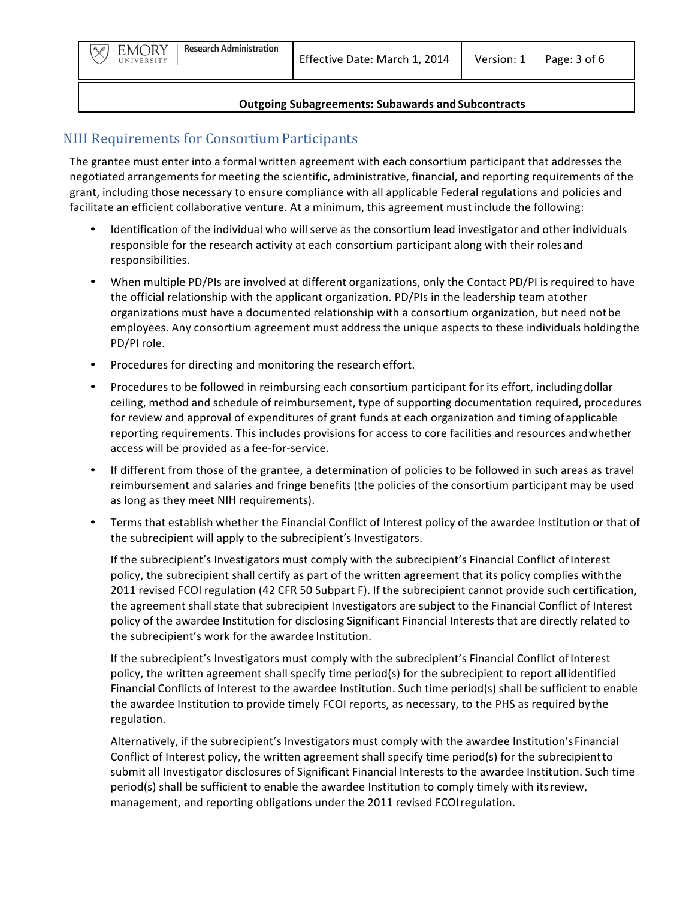## NIH Requirements for Consortium Participants

The grantee must enter into a formal written agreement with each consortium participant that addresses the negotiated arrangements for meeting the scientific, administrative, financial, and reporting requirements of the grant, including those necessary to ensure compliance with all applicable Federal regulations and policies and facilitate an efficient collaborative venture. At a minimum, this agreement must include the following:

- Identification of the individual who will serve as the consortium lead investigator and other individuals responsible for the research activity at each consortium participant along with their roles and responsibilities.
- When multiple PD/PIs are involved at different organizations, only the Contact PD/PI is required to have the official relationship with the applicant organization. PD/PIs in the leadership team at other organizations must have a documented relationship with a consortium organization, but need not be employees. Any consortium agreement must address the unique aspects to these individuals holding the PD/PI role.
- Procedures for directing and monitoring the research effort.
- Procedures to be followed in reimbursing each consortium participant for its effort, including dollar ceiling, method and schedule of reimbursement, type of supporting documentation required, procedures for review and approval of expenditures of grant funds at each organization and timing of applicable reporting requirements. This includes provisions for access to core facilities and resources and whether access will be provided as a fee-for-service.
- If different from those of the grantee, a determination of policies to be followed in such areas as travel reimbursement and salaries and fringe benefits (the policies of the consortium participant may be used as long as they meet NIH requirements).
- Terms that establish whether the Financial Conflict of Interest policy of the awardee Institution or that of the subrecipient will apply to the subrecipient's Investigators.

  If the subrecipient's Investigators must comply with the subrecipient's Financial Conflict of Interest policy, the subrecipient shall certify as part of the written agreement that its policy complies with the 2011 revised FCOI regulation (42 CFR 50 Subpart F). If the subrecipient cannot provide such certification, the agreement shall state that subrecipient Investigators are subject to the Financial Conflict of Interest policy of the awardee Institution for disclosing Significant Financial Interests that are directly related to the subrecipient's work for the awardee Institution.

  If the subrecipient's Investigators must comply with the subrecipient's Financial Conflict of Interest policy, the written agreement shall specify time period(s) for the subrecipient to report all identified Financial Conflicts of Interest to the awardee Institution. Such time period(s) shall be sufficient to enable the awardee Institution to provide timely FCOI reports, as necessary, to the PHS as required by the regulation.

  Alternatively, if the subrecipient's Investigators must comply with the awardee Institution's Financial Conflict of Interest policy, the written agreement shall specify time period(s) for the subrecipient to submit all Investigator disclosures of Significant Financial Interests to the awardee Institution. Such time period(s) shall be sufficient to enable the awardee Institution to comply timely with its review, management, and reporting obligations under the 2011 revised FCOI regulation.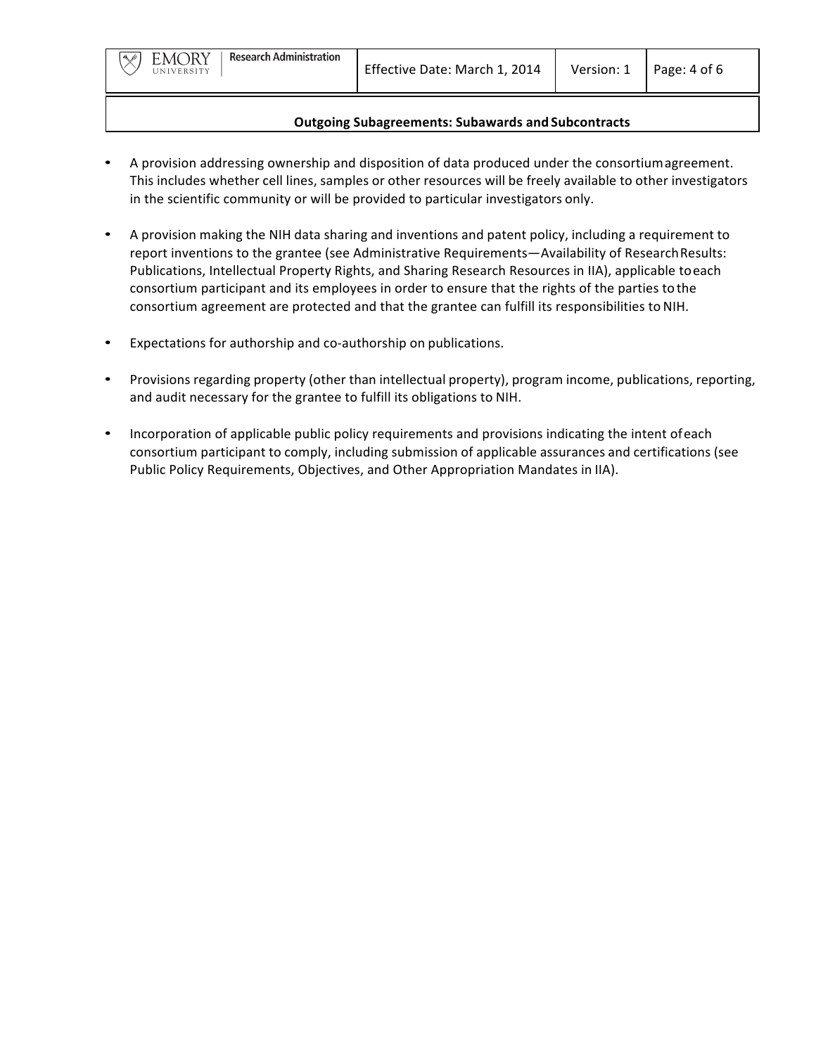- A provision addressing ownership and disposition of data produced under the consortium agreement. This includes whether cell lines, samples or other resources will be freely available to other investigators in the scientific community or will be provided to particular investigators only.

- A provision making the NIH data sharing and inventions and patent policy, including a requirement to report inventions to the grantee (see Administrative Requirements—Availability of Research Results: Publications, Intellectual Property Rights, and Sharing Research Resources in IIA), applicable to each consortium participant and its employees in order to ensure that the rights of the parties to the consortium agreement are protected and that the grantee can fulfill its responsibilities to NIH.

- Expectations for authorship and co-authorship on publications.

- Provisions regarding property (other than intellectual property), program income, publications, reporting, and audit necessary for the grantee to fulfill its obligations to NIH.

- Incorporation of applicable public policy requirements and provisions indicating the intent of each consortium participant to comply, including submission of applicable assurances and certifications (see Public Policy Requirements, Objectives, and Other Appropriation Mandates in IIA).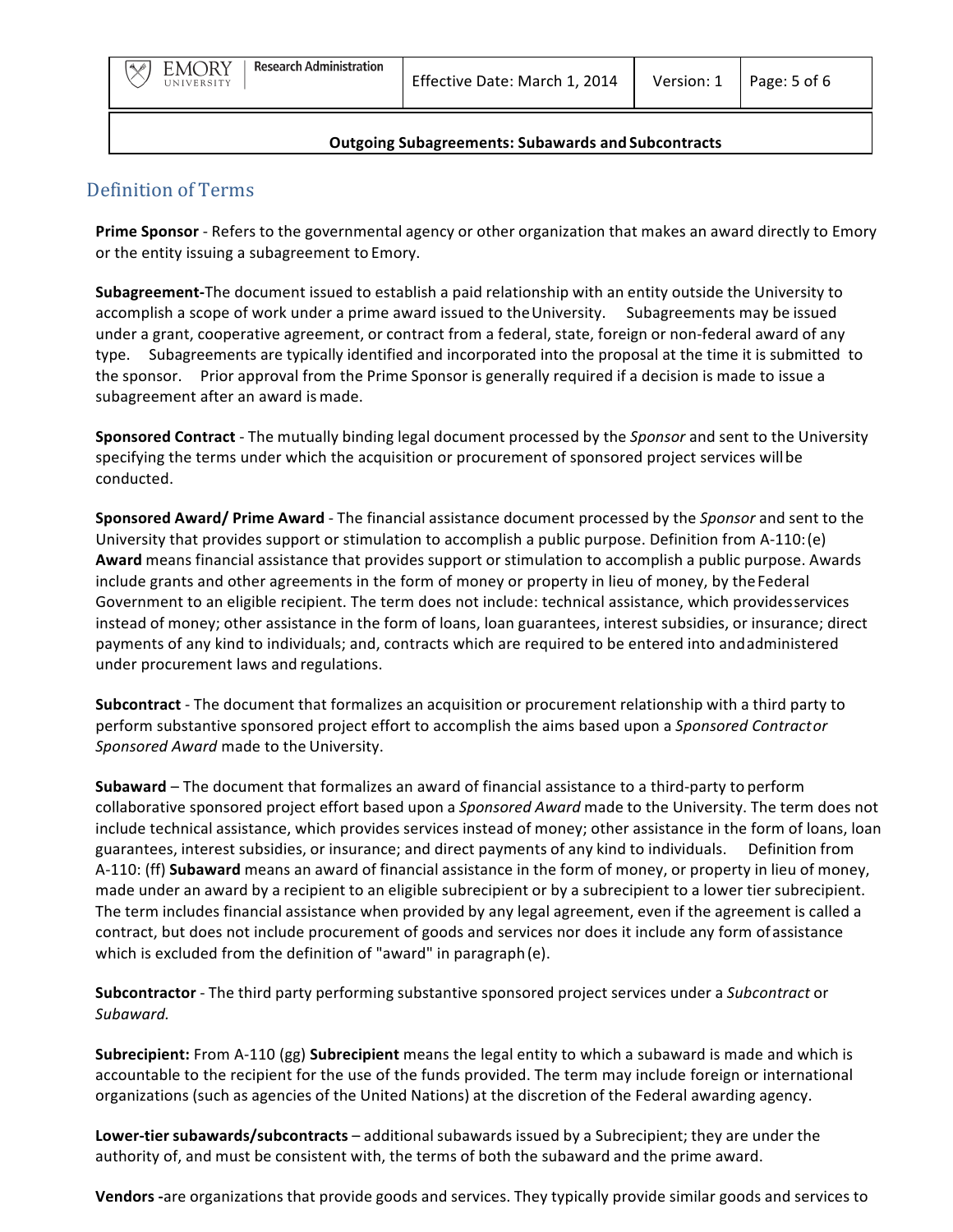## Definition of Terms

**Prime Sponsor** - Refers to the governmental agency or other organization that makes an award directly to Emory or the entity issuing a subagreement to Emory.

**Subagreement-**The document issued to establish a paid relationship with an entity outside the University to accomplish a scope of work under a prime award issued to the University. Subagreements may be issued under a grant, cooperative agreement, or contract from a federal, state, foreign or non-federal award of any type. Subagreements are typically identified and incorporated into the proposal at the time it is submitted to the sponsor. Prior approval from the Prime Sponsor is generally required if a decision is made to issue a subagreement after an award is made.

**Sponsored Contract** - The mutually binding legal document processed by the *Sponsor* and sent to the University specifying the terms under which the acquisition or procurement of sponsored project services will be conducted.

**Sponsored Award/ Prime Award** - The financial assistance document processed by the *Sponsor* and sent to the University that provides support or stimulation to accomplish a public purpose. Definition from A-110: (e) **Award** means financial assistance that provides support or stimulation to accomplish a public purpose. Awards include grants and other agreements in the form of money or property in lieu of money, by the Federal Government to an eligible recipient. The term does not include: technical assistance, which provides services instead of money; other assistance in the form of loans, loan guarantees, interest subsidies, or insurance; direct payments of any kind to individuals; and, contracts which are required to be entered into and administered under procurement laws and regulations.

**Subcontract** - The document that formalizes an acquisition or procurement relationship with a third party to perform substantive sponsored project effort to accomplish the aims based upon a *Sponsored Contract or Sponsored Award* made to the University.

**Subaward** – The document that formalizes an award of financial assistance to a third-party to perform collaborative sponsored project effort based upon a *Sponsored Award* made to the University. The term does not include technical assistance, which provides services instead of money; other assistance in the form of loans, loan guarantees, interest subsidies, or insurance; and direct payments of any kind to individuals. Definition from A-110: (ff) **Subaward** means an award of financial assistance in the form of money, or property in lieu of money, made under an award by a recipient to an eligible subrecipient or by a subrecipient to a lower tier subrecipient. The term includes financial assistance when provided by any legal agreement, even if the agreement is called a contract, but does not include procurement of goods and services nor does it include any form of assistance which is excluded from the definition of "award" in paragraph (e).

**Subcontractor** - The third party performing substantive sponsored project services under a *Subcontract* or *Subaward.*

**Subrecipient:** From A-110 (gg) **Subrecipient** means the legal entity to which a subaward is made and which is accountable to the recipient for the use of the funds provided. The term may include foreign or international organizations (such as agencies of the United Nations) at the discretion of the Federal awarding agency.

**Lower-tier subawards/subcontracts** – additional subawards issued by a Subrecipient; they are under the authority of, and must be consistent with, the terms of both the subaward and the prime award.

**Vendors -**are organizations that provide goods and services. They typically provide similar goods and services to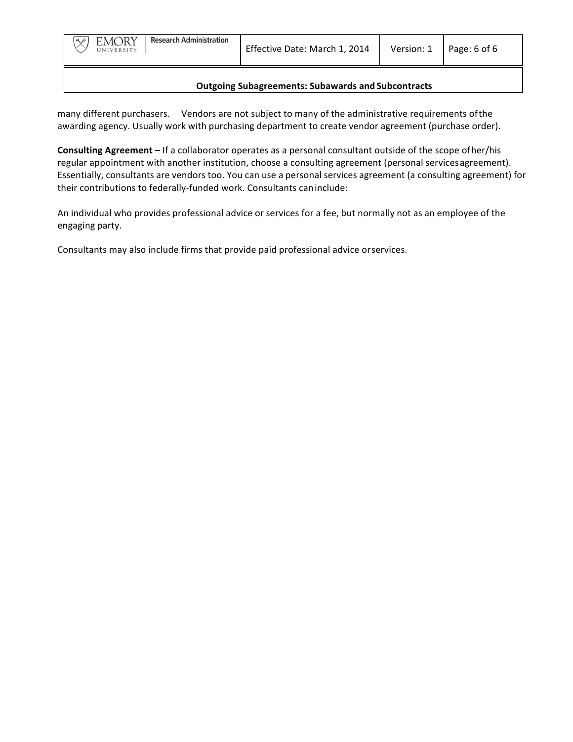many different purchasers.   Vendors are not subject to many of the administrative requirements of the awarding agency. Usually work with purchasing department to create vendor agreement (purchase order).

**Consulting Agreement** – If a collaborator operates as a personal consultant outside of the scope of her/his regular appointment with another institution, choose a consulting agreement (personal services agreement). Essentially, consultants are vendors too. You can use a personal services agreement (a consulting agreement) for their contributions to federally-funded work. Consultants can include:

An individual who provides professional advice or services for a fee, but normally not as an employee of the engaging party.

Consultants may also include firms that provide paid professional advice or services.